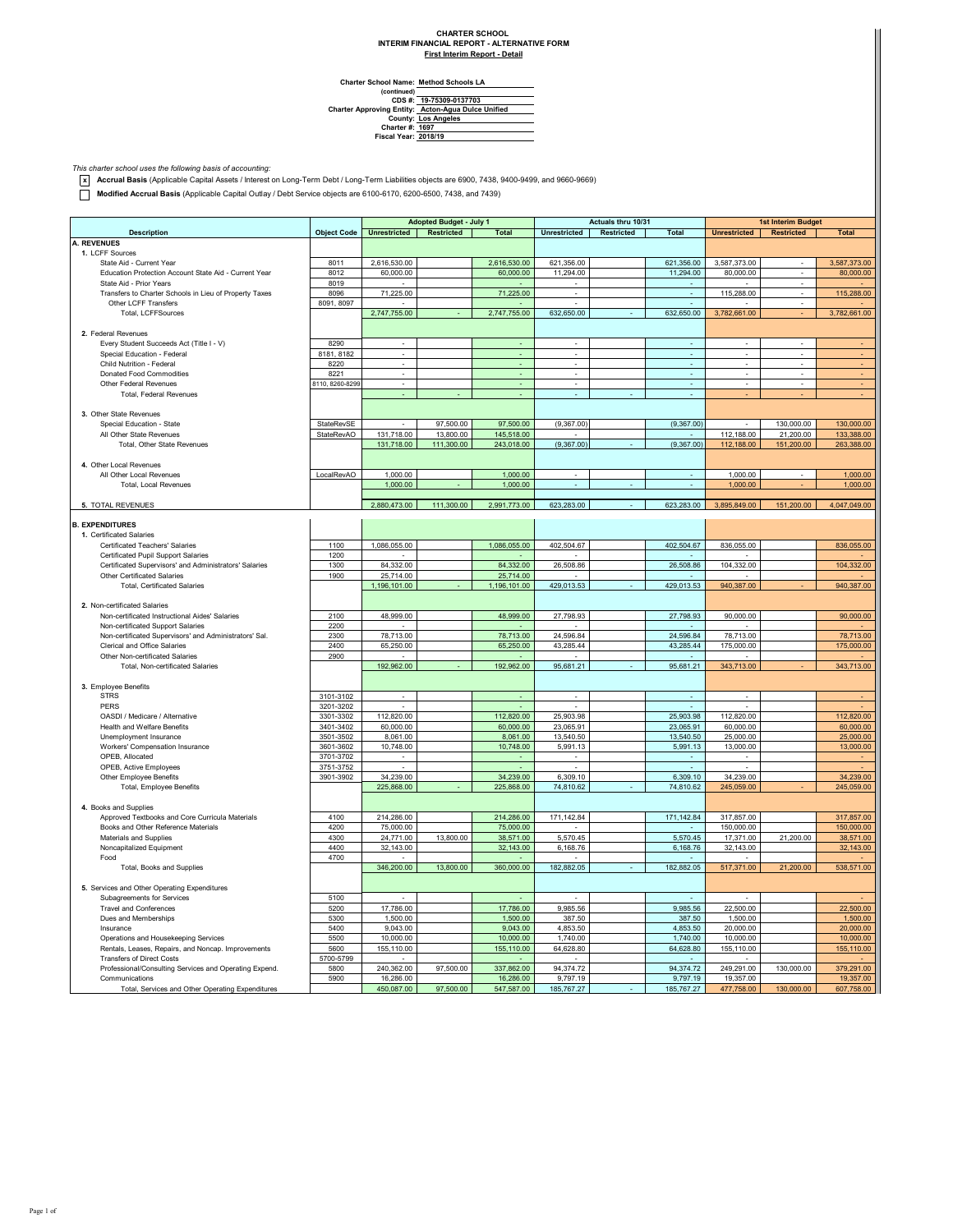# CHARTER SCHOOL
## INTERIM FINANCIAL REPORT - ALTERNATIVE FORM
### First Interim Report - Detail

**Charter School Name:** Method Schools LA
(continued)
**CDS #:** 19-75309-0137703
**Charter Approving Entity:** Acton-Agua Dulce Unified
**County:** Los Angeles
**Charter #:** 1697
**Fiscal Year:** 2018/19

*This charter school uses the following basis of accounting:*

[x] **Accrual Basis** (Applicable Capital Assets / Interest on Long-Term Debt / Long-Term Liabilities objects are 6900, 7438, 9400-9499, and 9660-9669)

[ ] **Modified Accrual Basis** (Applicable Capital Outlay / Debt Service objects are 6100-6170, 6200-6500, 7438, and 7439)

| | | Adopted Budget - July 1 | | | Actuals thru 10/31 | | | 1st Interim Budget | | |
|---|---|---|---|---|---|---|---|---|---|---|
| **Description** | **Object Code** | **Unrestricted** | **Restricted** | **Total** | **Unrestricted** | **Restricted** | **Total** | **Unrestricted** | **Restricted** | **Total** |
| **A. REVENUES** | | | | | | | | | | |
| **1.** LCFF Sources | | | | | | | | | | |
| State Aid - Current Year | 8011 | 2,616,530.00 | | 2,616,530.00 | 621,356.00 | | 621,356.00 | 3,587,373.00 | - | 3,587,373.00 |
| Education Protection Account State Aid - Current Year | 8012 | 60,000.00 | | 60,000.00 | 11,294.00 | | 11,294.00 | 80,000.00 | - | 80,000.00 |
| State Aid - Prior Years | 8019 | - | | - | - | | - | - | - | - |
| Transfers to Charter Schools in Lieu of Property Taxes | 8096 | 71,225.00 | | 71,225.00 | - | | - | 115,288.00 | - | 115,288.00 |
| Other LCFF Transfers | 8091, 8097 | - | | - | - | | - | - | - | - |
| Total, LCFFSources | | 2,747,755.00 | - | 2,747,755.00 | 632,650.00 | - | 632,650.00 | 3,782,661.00 | - | 3,782,661.00 |
| **2.** Federal Revenues | | | | | | | | | | |
| Every Student Succeeds Act (Title I - V) | 8290 | - | | - | - | | - | - | - | - |
| Special Education - Federal | 8181, 8182 | - | | - | - | | - | - | - | - |
| Child Nutrition - Federal | 8220 | - | | - | - | | - | - | - | - |
| Donated Food Commodities | 8221 | - | | - | - | | - | - | - | - |
| Other Federal Revenues | 8110, 8260-8299 | - | | - | - | | - | - | - | - |
| Total, Federal Revenues | | - | - | - | - | - | - | - | - | - |
| **3.** Other State Revenues | | | | | | | | | | |
| Special Education - State | StateRevSE | - | 97,500.00 | 97,500.00 | (9,367.00) | | (9,367.00) | - | 130,000.00 | 130,000.00 |
| All Other State Revenues | StateRevAO | 131,718.00 | 13,800.00 | 145,518.00 | - | | - | 112,188.00 | 21,200.00 | 133,388.00 |
| Total, Other State Revenues | | 131,718.00 | 111,300.00 | 243,018.00 | (9,367.00) | - | (9,367.00) | 112,188.00 | 151,200.00 | 263,388.00 |
| **4.** Other Local Revenues | | | | | | | | | | |
| All Other Local Revenues | LocalRevAO | 1,000.00 | | 1,000.00 | - | | - | 1,000.00 | - | 1,000.00 |
| Total, Local Revenues | | 1,000.00 | - | 1,000.00 | - | - | - | 1,000.00 | - | 1,000.00 |
| **5.** TOTAL REVENUES | | 2,880,473.00 | 111,300.00 | 2,991,773.00 | 623,283.00 | - | 623,283.00 | 3,895,849.00 | 151,200.00 | 4,047,049.00 |
| **B. EXPENDITURES** | | | | | | | | | | |
| **1.** Certificated Salaries | | | | | | | | | | |
| Certificated Teachers' Salaries | 1100 | 1,086,055.00 | | 1,086,055.00 | 402,504.67 | | 402,504.67 | 836,055.00 | | 836,055.00 |
| Certificated Pupil Support Salaries | 1200 | - | | - | - | | - | - | | - |
| Certificated Supervisors' and Administrators' Salaries | 1300 | 84,332.00 | | 84,332.00 | 26,508.86 | | 26,508.86 | 104,332.00 | | 104,332.00 |
| Other Certificated Salaries | 1900 | 25,714.00 | | 25,714.00 | - | | - | - | | - |
| Total, Certificated Salaries | | 1,196,101.00 | - | 1,196,101.00 | 429,013.53 | - | 429,013.53 | 940,387.00 | - | 940,387.00 |
| **2.** Non-certificated Salaries | | | | | | | | | | |
| Non-certificated Instructional Aides' Salaries | 2100 | 48,999.00 | | 48,999.00 | 27,798.93 | | 27,798.93 | 90,000.00 | | 90,000.00 |
| Non-certificated Support Salaries | 2200 | - | | - | - | | - | - | | - |
| Non-certificated Supervisors' and Administrators' Sal. | 2300 | 78,713.00 | | 78,713.00 | 24,596.84 | | 24,596.84 | 78,713.00 | | 78,713.00 |
| Clerical and Office Salaries | 2400 | 65,250.00 | | 65,250.00 | 43,285.44 | | 43,285.44 | 175,000.00 | | 175,000.00 |
| Other Non-certificated Salaries | 2900 | - | | - | - | | - | - | | - |
| Total, Non-certificated Salaries | | 192,962.00 | - | 192,962.00 | 95,681.21 | - | 95,681.21 | 343,713.00 | - | 343,713.00 |
| **3.** Employee Benefits | | | | | | | | | | |
| STRS | 3101-3102 | - | | - | - | | - | - | | - |
| PERS | 3201-3202 | - | | - | - | | - | - | | - |
| OASDI / Medicare / Alternative | 3301-3302 | 112,820.00 | | 112,820.00 | 25,903.98 | | 25,903.98 | 112,820.00 | | 112,820.00 |
| Health and Welfare Benefits | 3401-3402 | 60,000.00 | | 60,000.00 | 23,065.91 | | 23,065.91 | 60,000.00 | | 60,000.00 |
| Unemployment Insurance | 3501-3502 | 8,061.00 | | 8,061.00 | 13,540.50 | | 13,540.50 | 25,000.00 | | 25,000.00 |
| Workers' Compensation Insurance | 3601-3602 | 10,748.00 | | 10,748.00 | 5,991.13 | | 5,991.13 | 13,000.00 | | 13,000.00 |
| OPEB, Allocated | 3701-3702 | - | | - | - | | - | - | | - |
| OPEB, Active Employees | 3751-3752 | - | | - | - | | - | - | | - |
| Other Employee Benefits | 3901-3902 | 34,239.00 | | 34,239.00 | 6,309.10 | | 6,309.10 | 34,239.00 | | 34,239.00 |
| Total, Employee Benefits | | 225,868.00 | - | 225,868.00 | 74,810.62 | - | 74,810.62 | 245,059.00 | - | 245,059.00 |
| **4.** Books and Supplies | | | | | | | | | | |
| Approved Textbooks and Core Curricula Materials | 4100 | 214,286.00 | | 214,286.00 | 171,142.84 | | 171,142.84 | 317,857.00 | | 317,857.00 |
| Books and Other Reference Materials | 4200 | 75,000.00 | | 75,000.00 | - | | - | 150,000.00 | | 150,000.00 |
| Materials and Supplies | 4300 | 24,771.00 | 13,800.00 | 38,571.00 | 5,570.45 | | 5,570.45 | 17,371.00 | 21,200.00 | 38,571.00 |
| Noncapitalized Equipment | 4400 | 32,143.00 | | 32,143.00 | 6,168.76 | | 6,168.76 | 32,143.00 | | 32,143.00 |
| Food | 4700 | - | | - | - | | - | - | | - |
| Total, Books and Supplies | | 346,200.00 | 13,800.00 | 360,000.00 | 182,882.05 | - | 182,882.05 | 517,371.00 | 21,200.00 | 538,571.00 |
| **5.** Services and Other Operating Expenditures | | | | | | | | | | |
| Subagreements for Services | 5100 | - | | - | - | | - | - | | - |
| Travel and Conferences | 5200 | 17,786.00 | | 17,786.00 | 9,985.56 | | 9,985.56 | 22,500.00 | | 22,500.00 |
| Dues and Memberships | 5300 | 1,500.00 | | 1,500.00 | 387.50 | | 387.50 | 1,500.00 | | 1,500.00 |
| Insurance | 5400 | 9,043.00 | | 9,043.00 | 4,853.50 | | 4,853.50 | 20,000.00 | | 20,000.00 |
| Operations and Housekeeping Services | 5500 | 10,000.00 | | 10,000.00 | 1,740.00 | | 1,740.00 | 10,000.00 | | 10,000.00 |
| Rentals, Leases, Repairs, and Noncap. Improvements | 5600 | 155,110.00 | | 155,110.00 | 64,628.80 | | 64,628.80 | 155,110.00 | | 155,110.00 |
| Transfers of Direct Costs | 5700-5799 | - | | - | - | | - | - | | - |
| Professional/Consulting Services and Operating Expend. | 5800 | 240,362.00 | 97,500.00 | 337,862.00 | 94,374.72 | | 94,374.72 | 249,291.00 | 130,000.00 | 379,291.00 |
| Communications | 5900 | 16,286.00 | | 16,286.00 | 9,797.19 | | 9,797.19 | 19,357.00 | | 19,357.00 |
| Total, Services and Other Operating Expenditures | | 450,087.00 | 97,500.00 | 547,587.00 | 185,767.27 | - | 185,767.27 | 477,758.00 | 130,000.00 | 607,758.00 |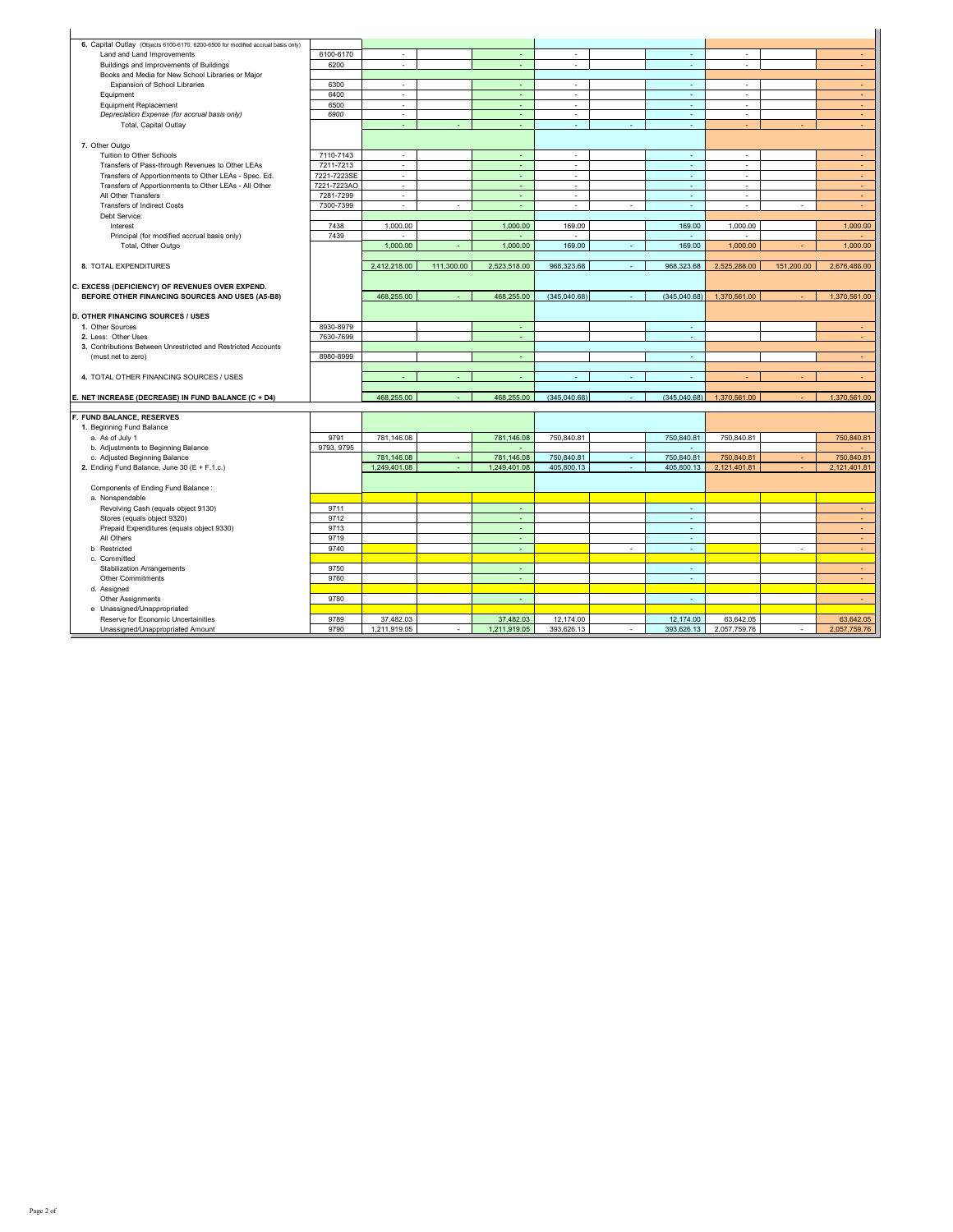| | | | | | | | | | | |
|---|---|---|---|---|---|---|---|---|---|---|
| **6.** Capital Outlay (Objects 6100-6170, 6200-6500 for modified accrual basis only) | | | | | | | | | | |
| Land and Land Improvements | 6100-6170 | - | | - | - | | - | - | | - |
| Buildings and Improvements of Buildings | 6200 | - | | - | - | | - | - | | - |
| Books and Media for New School Libraries or Major | | | | | | | | | | |
| Expansion of School Libraries | 6300 | - | | - | - | | - | - | | - |
| Equipment | 6400 | - | | - | - | | - | - | | - |
| Equipment Replacement | 6500 | - | | - | - | | - | - | | - |
| *Depreciation Expense (for accrual basis only)* | *6900* | - | | - | - | | - | - | | - |
| Total, Capital Outlay | | - | - | - | - | - | - | - | - | - |
| | | | | | | | | | | |
| **7.** Other Outgo | | | | | | | | | | |
| Tuition to Other Schools | 7110-7143 | - | | - | - | | - | - | | - |
| Transfers of Pass-through Revenues to Other LEAs | 7211-7213 | - | | - | - | | - | - | | - |
| Transfers of Apportionments to Other LEAs - Spec. Ed. | 7221-7223SE | - | | - | - | | - | - | | - |
| Transfers of Apportionments to Other LEAs - All Other | 7221-7223AO | - | | - | - | | - | - | | - |
| All Other Transfers | 7281-7299 | - | | - | - | | - | - | | - |
| Transfers of Indirect Costs | 7300-7399 | - | - | - | - | - | - | - | - | - |
| Debt Service: | | | | | | | | | | |
| Interest | 7438 | 1,000.00 | | 1,000.00 | 169.00 | | 169.00 | 1,000.00 | | 1,000.00 |
| Principal (for modified accrual basis only) | 7439 | - | | - | - | | - | - | | - |
| Total, Other Outgo | | 1,000.00 | - | 1,000.00 | 169.00 | - | 169.00 | 1,000.00 | - | 1,000.00 |
| | | | | | | | | | | |
| **8.** TOTAL EXPENDITURES | | 2,412,218.00 | 111,300.00 | 2,523,518.00 | 968,323.68 | - | 968,323.68 | 2,525,288.00 | 151,200.00 | 2,676,488.00 |
| | | | | | | | | | | |
| **C. EXCESS (DEFICIENCY) OF REVENUES OVER EXPEND. BEFORE OTHER FINANCING SOURCES AND USES (A5-B8)** | | 468,255.00 | - | 468,255.00 | (345,040.68) | - | (345,040.68) | 1,370,561.00 | - | 1,370,561.00 |
| | | | | | | | | | | |
| **D. OTHER FINANCING SOURCES / USES** | | | | | | | | | | |
| **1.** Other Sources | 8930-8979 | | | - | | | - | | | - |
| **2.** Less: Other Uses | 7630-7699 | | | - | | | - | | | - |
| **3.** Contributions Between Unrestricted and Restricted Accounts | | | | | | | | | | |
| (must net to zero) | 8980-8999 | | | - | | | - | | | - |
| | | | | | | | | | | |
| **4.** TOTAL OTHER FINANCING SOURCES / USES | | - | - | - | - | - | - | - | - | - |
| | | | | | | | | | | |
| **E. NET INCREASE (DECREASE) IN FUND BALANCE (C + D4)** | | 468,255.00 | - | 468,255.00 | (345,040.68) | - | (345,040.68) | 1,370,561.00 | - | 1,370,561.00 |
| | | | | | | | | | | |
| **F. FUND BALANCE, RESERVES** | | | | | | | | | | |
| **1.** Beginning Fund Balance | | | | | | | | | | |
| a. As of July 1 | 9791 | 781,146.08 | | 781,146.08 | 750,840.81 | | 750,840.81 | 750,840.81 | | 750,840.81 |
| b. Adjustments to Beginning Balance | 9793, 9795 | | | - | | | - | | | - |
| c. Adjusted Beginning Balance | | 781,146.08 | - | 781,146.08 | 750,840.81 | - | 750,840.81 | 750,840.81 | - | 750,840.81 |
| **2.** Ending Fund Balance, June 30 (E + F.1.c.) | | 1,249,401.08 | - | 1,249,401.08 | 405,800.13 | - | 405,800.13 | 2,121,401.81 | - | 2,121,401.81 |
| | | | | | | | | | | |
| Components of Ending Fund Balance : | | | | | | | | | | |
| a. Nonspendable | | | | | | | | | | |
| Revolving Cash (equals object 9130) | 9711 | | | - | | | - | | | - |
| Stores (equals object 9320) | 9712 | | | - | | | - | | | - |
| Prepaid Expenditures (equals object 9330) | 9713 | | | - | | | - | | | - |
| All Others | 9719 | | | - | | | - | | | - |
| b Restricted | 9740 | | | - | | - | - | | - | - |
| c. Committed | | | | | | | | | | |
| Stabilization Arrangements | 9750 | | | - | | | - | | | - |
| Other Commitments | 9760 | | | - | | | - | | | - |
| d. Assigned | | | | | | | | | | |
| Other Assignments | 9780 | | | - | | | - | | | - |
| e Unassigned/Unappropriated | | | | | | | | | | |
| Reserve for Economic Uncertainities | 9789 | 37,482.03 | | 37,482.03 | 12,174.00 | | 12,174.00 | 63,642.05 | | 63,642.05 |
| Unassigned/Unappropriated Amount | 9790 | 1,211,919.05 | - | 1,211,919.05 | 393,626.13 | - | 393,626.13 | 2,057,759.76 | - | 2,057,759.76 |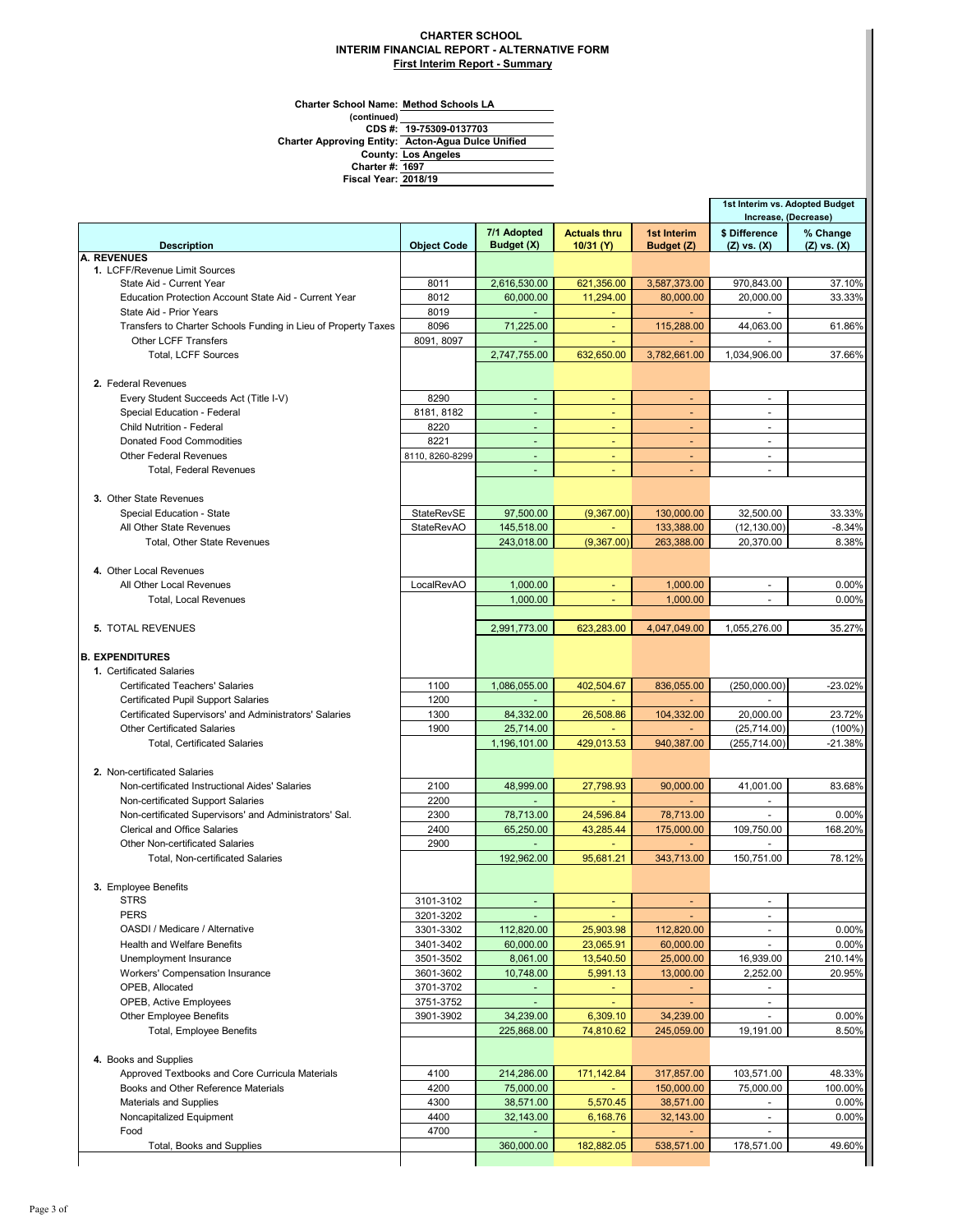**CHARTER SCHOOL**
**INTERIM FINANCIAL REPORT - ALTERNATIVE FORM**
**First Interim Report - Summary**

**Charter School Name:** Method Schools LA
**(continued)**
**CDS #:** 19-75309-0137703
**Charter Approving Entity:** Acton-Agua Dulce Unified
**County:** Los Angeles
**Charter #:** 1697
**Fiscal Year:** 2018/19

| Description | Object Code | 7/1 Adopted Budget (X) | Actuals thru 10/31 (Y) | 1st Interim Budget (Z) | 1st Interim vs. Adopted Budget Increase, (Decrease) $ Difference (Z) vs. (X) | % Change (Z) vs. (X) |
|---|---|---|---|---|---|---|
| **A. REVENUES** | | | | | | |
| **1.** LCFF/Revenue Limit Sources | | | | | | |
| State Aid - Current Year | 8011 | 2,616,530.00 | 621,356.00 | 3,587,373.00 | 970,843.00 | 37.10% |
| Education Protection Account State Aid - Current Year | 8012 | 60,000.00 | 11,294.00 | 80,000.00 | 20,000.00 | 33.33% |
| State Aid - Prior Years | 8019 | - | - | - | - | |
| Transfers to Charter Schools Funding in Lieu of Property Taxes | 8096 | 71,225.00 | - | 115,288.00 | 44,063.00 | 61.86% |
| Other LCFF Transfers | 8091, 8097 | - | - | - | - | |
| Total, LCFF Sources | | 2,747,755.00 | 632,650.00 | 3,782,661.00 | 1,034,906.00 | 37.66% |
| **2.** Federal Revenues | | | | | | |
| Every Student Succeeds Act (Title I-V) | 8290 | - | - | - | - | |
| Special Education - Federal | 8181, 8182 | - | - | - | - | |
| Child Nutrition - Federal | 8220 | - | - | - | - | |
| Donated Food Commodities | 8221 | - | - | - | - | |
| Other Federal Revenues | 8110, 8260-8299 | - | - | - | - | |
| Total, Federal Revenues | | - | - | - | - | |
| **3.** Other State Revenues | | | | | | |
| Special Education - State | StateRevSE | 97,500.00 | (9,367.00) | 130,000.00 | 32,500.00 | 33.33% |
| All Other State Revenues | StateRevAO | 145,518.00 | - | 133,388.00 | (12,130.00) | -8.34% |
| Total, Other State Revenues | | 243,018.00 | (9,367.00) | 263,388.00 | 20,370.00 | 8.38% |
| **4.** Other Local Revenues | | | | | | |
| All Other Local Revenues | LocalRevAO | 1,000.00 | - | 1,000.00 | - | 0.00% |
| Total, Local Revenues | | 1,000.00 | - | 1,000.00 | - | 0.00% |
| **5.** TOTAL REVENUES | | 2,991,773.00 | 623,283.00 | 4,047,049.00 | 1,055,276.00 | 35.27% |
| **B. EXPENDITURES** | | | | | | |
| **1.** Certificated Salaries | | | | | | |
| Certificated Teachers' Salaries | 1100 | 1,086,055.00 | 402,504.67 | 836,055.00 | (250,000.00) | -23.02% |
| Certificated Pupil Support Salaries | 1200 | - | - | - | - | |
| Certificated Supervisors' and Administrators' Salaries | 1300 | 84,332.00 | 26,508.86 | 104,332.00 | 20,000.00 | 23.72% |
| Other Certificated Salaries | 1900 | 25,714.00 | - | - | (25,714.00) | (100%) |
| Total, Certificated Salaries | | 1,196,101.00 | 429,013.53 | 940,387.00 | (255,714.00) | -21.38% |
| **2.** Non-certificated Salaries | | | | | | |
| Non-certificated Instructional Aides' Salaries | 2100 | 48,999.00 | 27,798.93 | 90,000.00 | 41,001.00 | 83.68% |
| Non-certificated Support Salaries | 2200 | - | - | - | - | |
| Non-certificated Supervisors' and Administrators' Sal. | 2300 | 78,713.00 | 24,596.84 | 78,713.00 | - | 0.00% |
| Clerical and Office Salaries | 2400 | 65,250.00 | 43,285.44 | 175,000.00 | 109,750.00 | 168.20% |
| Other Non-certificated Salaries | 2900 | - | - | - | - | |
| Total, Non-certificated Salaries | | 192,962.00 | 95,681.21 | 343,713.00 | 150,751.00 | 78.12% |
| **3.** Employee Benefits | | | | | | |
| STRS | 3101-3102 | - | - | - | - | |
| PERS | 3201-3202 | - | - | - | - | |
| OASDI / Medicare / Alternative | 3301-3302 | 112,820.00 | 25,903.98 | 112,820.00 | - | 0.00% |
| Health and Welfare Benefits | 3401-3402 | 60,000.00 | 23,065.91 | 60,000.00 | - | 0.00% |
| Unemployment Insurance | 3501-3502 | 8,061.00 | 13,540.50 | 25,000.00 | 16,939.00 | 210.14% |
| Workers' Compensation Insurance | 3601-3602 | 10,748.00 | 5,991.13 | 13,000.00 | 2,252.00 | 20.95% |
| OPEB, Allocated | 3701-3702 | - | - | - | - | |
| OPEB, Active Employees | 3751-3752 | - | - | - | - | |
| Other Employee Benefits | 3901-3902 | 34,239.00 | 6,309.10 | 34,239.00 | - | 0.00% |
| Total, Employee Benefits | | 225,868.00 | 74,810.62 | 245,059.00 | 19,191.00 | 8.50% |
| **4.** Books and Supplies | | | | | | |
| Approved Textbooks and Core Curricula Materials | 4100 | 214,286.00 | 171,142.84 | 317,857.00 | 103,571.00 | 48.33% |
| Books and Other Reference Materials | 4200 | 75,000.00 | - | 150,000.00 | 75,000.00 | 100.00% |
| Materials and Supplies | 4300 | 38,571.00 | 5,570.45 | 38,571.00 | - | 0.00% |
| Noncapitalized Equipment | 4400 | 32,143.00 | 6,168.76 | 32,143.00 | - | 0.00% |
| Food | 4700 | - | - | - | - | |
| Total, Books and Supplies | | 360,000.00 | 182,882.05 | 538,571.00 | 178,571.00 | 49.60% |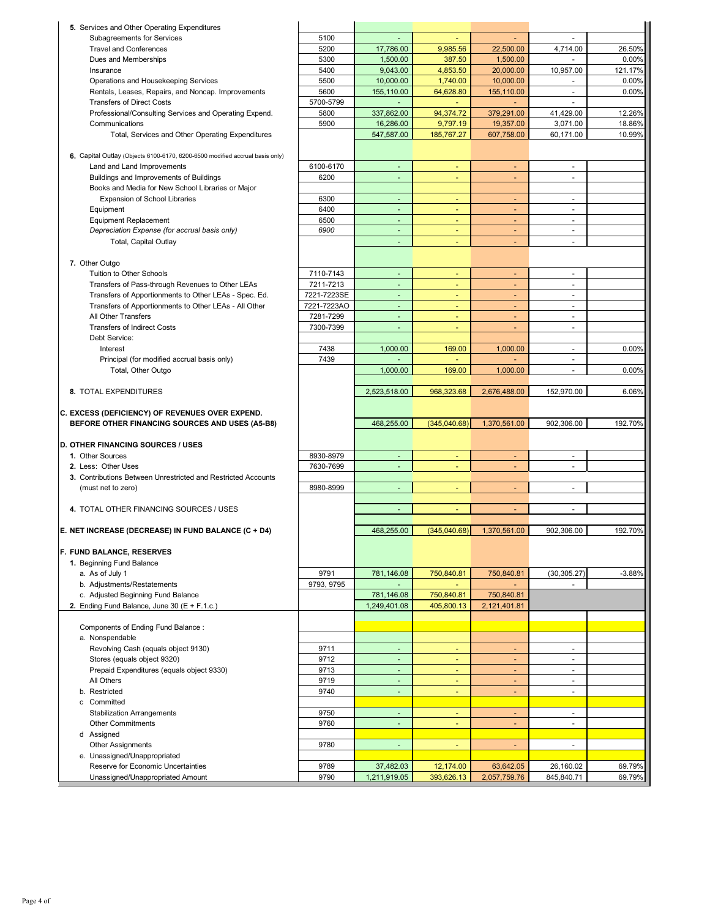| | | | | | | |
|---|---|---|---|---|---|---|
| **5.** Services and Other Operating Expenditures | | | | | | |
| Subagreements for Services | 5100 | - | - | - | - | |
| Travel and Conferences | 5200 | 17,786.00 | 9,985.56 | 22,500.00 | 4,714.00 | 26.50% |
| Dues and Memberships | 5300 | 1,500.00 | 387.50 | 1,500.00 | - | 0.00% |
| Insurance | 5400 | 9,043.00 | 4,853.50 | 20,000.00 | 10,957.00 | 121.17% |
| Operations and Housekeeping Services | 5500 | 10,000.00 | 1,740.00 | 10,000.00 | - | 0.00% |
| Rentals, Leases, Repairs, and Noncap. Improvements | 5600 | 155,110.00 | 64,628.80 | 155,110.00 | - | 0.00% |
| Transfers of Direct Costs | 5700-5799 | - | - | - | - | |
| Professional/Consulting Services and Operating Expend. | 5800 | 337,862.00 | 94,374.72 | 379,291.00 | 41,429.00 | 12.26% |
| Communications | 5900 | 16,286.00 | 9,797.19 | 19,357.00 | 3,071.00 | 18.86% |
| Total, Services and Other Operating Expenditures | | 547,587.00 | 185,767.27 | 607,758.00 | 60,171.00 | 10.99% |
| **6.** Capital Outlay (Objects 6100-6170, 6200-6500 modified accrual basis only) | | | | | | |
| Land and Land Improvements | 6100-6170 | - | - | - | - | |
| Buildings and Improvements of Buildings | 6200 | - | - | - | - | |
| Books and Media for New School Libraries or Major Expansion of School Libraries | 6300 | - | - | - | - | |
| Equipment | 6400 | - | - | - | - | |
| Equipment Replacement | 6500 | - | - | - | - | |
| *Depreciation Expense (for accrual basis only)* | *6900* | - | - | - | - | |
| Total, Capital Outlay | | - | - | - | - | |
| **7.** Other Outgo | | | | | | |
| Tuition to Other Schools | 7110-7143 | - | - | - | - | |
| Transfers of Pass-through Revenues to Other LEAs | 7211-7213 | - | - | - | - | |
| Transfers of Apportionments to Other LEAs - Spec. Ed. | 7221-7223SE | - | - | - | - | |
| Transfers of Apportionments to Other LEAs - All Other | 7221-7223AO | - | - | - | - | |
| All Other Transfers | 7281-7299 | - | - | - | - | |
| Transfers of Indirect Costs | 7300-7399 | - | - | - | - | |
| Debt Service: | | | | | | |
| Interest | 7438 | 1,000.00 | 169.00 | 1,000.00 | - | 0.00% |
| Principal (for modified accrual basis only) | 7439 | - | - | - | - | |
| Total, Other Outgo | | 1,000.00 | 169.00 | 1,000.00 | - | 0.00% |
| **8.** TOTAL EXPENDITURES | | 2,523,518.00 | 968,323.68 | 2,676,488.00 | 152,970.00 | 6.06% |
| **C. EXCESS (DEFICIENCY) OF REVENUES OVER EXPEND. BEFORE OTHER FINANCING SOURCES AND USES (A5-B8)** | | 468,255.00 | (345,040.68) | 1,370,561.00 | 902,306.00 | 192.70% |
| **D. OTHER FINANCING SOURCES / USES** | | | | | | |
| **1.** Other Sources | 8930-8979 | - | - | - | - | |
| **2.** Less: Other Uses | 7630-7699 | - | - | - | - | |
| **3.** Contributions Between Unrestricted and Restricted Accounts (must net to zero) | 8980-8999 | - | - | - | - | |
| **4.** TOTAL OTHER FINANCING SOURCES / USES | | - | - | - | - | |
| **E. NET INCREASE (DECREASE) IN FUND BALANCE (C + D4)** | | 468,255.00 | (345,040.68) | 1,370,561.00 | 902,306.00 | 192.70% |
| **F. FUND BALANCE, RESERVES** | | | | | | |
| **1.** Beginning Fund Balance | | | | | | |
| a. As of July 1 | 9791 | 781,146.08 | 750,840.81 | 750,840.81 | (30,305.27) | -3.88% |
| b. Adjustments/Restatements | 9793, 9795 | - | - | - | - | |
| c. Adjusted Beginning Fund Balance | | 781,146.08 | 750,840.81 | 750,840.81 | | |
| **2.** Ending Fund Balance, June 30 (E + F.1.c.) | | 1,249,401.08 | 405,800.13 | 2,121,401.81 | | |
| Components of Ending Fund Balance : | | | | | | |
| a. Nonspendable | | | | | | |
| Revolving Cash (equals object 9130) | 9711 | - | - | - | - | |
| Stores (equals object 9320) | 9712 | - | - | - | - | |
| Prepaid Expenditures (equals object 9330) | 9713 | - | - | - | - | |
| All Others | 9719 | - | - | - | - | |
| b. Restricted | 9740 | - | - | - | - | |
| c Committed | | | | | | |
| Stabilization Arrangements | 9750 | - | - | - | - | |
| Other Commitments | 9760 | - | - | - | - | |
| d Assigned | | | | | | |
| Other Assignments | 9780 | - | - | - | - | |
| e. Unassigned/Unappropriated | | | | | | |
| Reserve for Economic Uncertainties | 9789 | 37,482.03 | 12,174.00 | 63,642.05 | 26,160.02 | 69.79% |
| Unassigned/Unappropriated Amount | 9790 | 1,211,919.05 | 393,626.13 | 2,057,759.76 | 845,840.71 | 69.79% |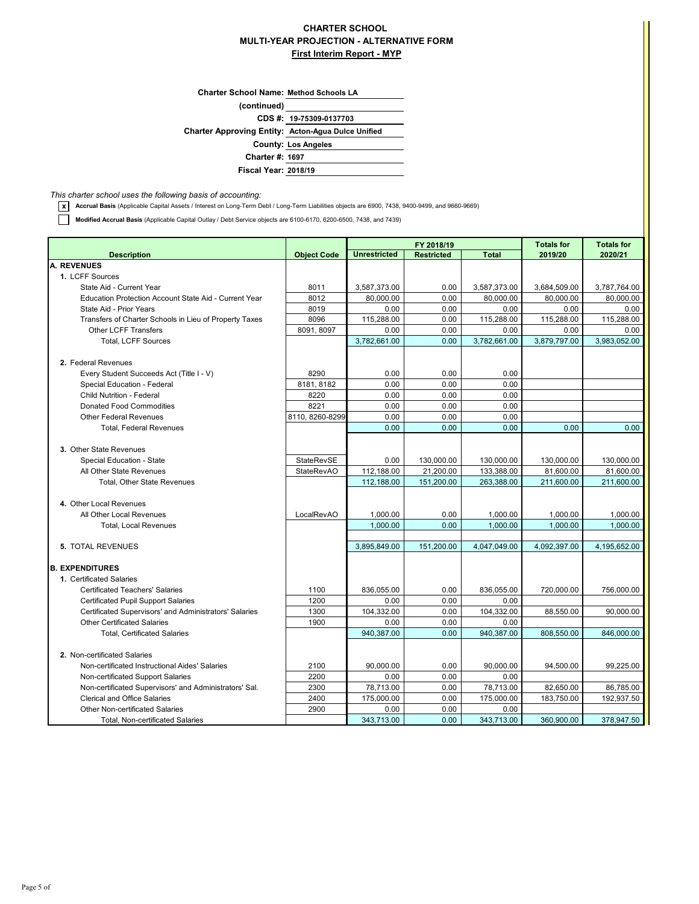**CHARTER SCHOOL**
**MULTI-YEAR PROJECTION - ALTERNATIVE FORM**
**First Interim Report - MYP**

**Charter School Name:** Method Schools LA
**(continued)**
**CDS #:** 19-75309-0137703
**Charter Approving Entity:** Acton-Agua Dulce Unified
**County:** Los Angeles
**Charter #:** 1697
**Fiscal Year:** 2018/19

*This charter school uses the following basis of accounting:*

- [x] **Accrual Basis** (Applicable Capital Assets / Interest on Long-Term Debt / Long-Term Liabilities objects are 6900, 7438, 9400-9499, and 9660-9669)
- [ ] **Modified Accrual Basis** (Applicable Capital Outlay / Debt Service objects are 6100-6170, 6200-6500, 7438, and 7439)

| Description | Object Code | FY 2018/19 Unrestricted | FY 2018/19 Restricted | FY 2018/19 Total | Totals for 2019/20 | Totals for 2020/21 |
|---|---|---|---|---|---|---|
| **A. REVENUES** | | | | | | |
| **1.** LCFF Sources | | | | | | |
| State Aid - Current Year | 8011 | 3,587,373.00 | 0.00 | 3,587,373.00 | 3,684,509.00 | 3,787,764.00 |
| Education Protection Account State Aid - Current Year | 8012 | 80,000.00 | 0.00 | 80,000.00 | 80,000.00 | 80,000.00 |
| State Aid - Prior Years | 8019 | 0.00 | 0.00 | 0.00 | 0.00 | 0.00 |
| Transfers of Charter Schools in Lieu of Property Taxes | 8096 | 115,288.00 | 0.00 | 115,288.00 | 115,288.00 | 115,288.00 |
| Other LCFF Transfers | 8091, 8097 | 0.00 | 0.00 | 0.00 | 0.00 | 0.00 |
| Total, LCFF Sources | | 3,782,661.00 | 0.00 | 3,782,661.00 | 3,879,797.00 | 3,983,052.00 |
| **2.** Federal Revenues | | | | | | |
| Every Student Succeeds Act (Title I - V) | 8290 | 0.00 | 0.00 | 0.00 | | |
| Special Education - Federal | 8181, 8182 | 0.00 | 0.00 | 0.00 | | |
| Child Nutrition - Federal | 8220 | 0.00 | 0.00 | 0.00 | | |
| Donated Food Commodities | 8221 | 0.00 | 0.00 | 0.00 | | |
| Other Federal Revenues | 8110, 8260-8299 | 0.00 | 0.00 | 0.00 | | |
| Total, Federal Revenues | | 0.00 | 0.00 | 0.00 | 0.00 | 0.00 |
| **3.** Other State Revenues | | | | | | |
| Special Education - State | StateRevSE | 0.00 | 130,000.00 | 130,000.00 | 130,000.00 | 130,000.00 |
| All Other State Revenues | StateRevAO | 112,188.00 | 21,200.00 | 133,388.00 | 81,600.00 | 81,600.00 |
| Total, Other State Revenues | | 112,188.00 | 151,200.00 | 263,388.00 | 211,600.00 | 211,600.00 |
| **4.** Other Local Revenues | | | | | | |
| All Other Local Revenues | LocalRevAO | 1,000.00 | 0.00 | 1,000.00 | 1,000.00 | 1,000.00 |
| Total, Local Revenues | | 1,000.00 | 0.00 | 1,000.00 | 1,000.00 | 1,000.00 |
| **5.** TOTAL REVENUES | | 3,895,849.00 | 151,200.00 | 4,047,049.00 | 4,092,397.00 | 4,195,652.00 |
| **B. EXPENDITURES** | | | | | | |
| **1.** Certificated Salaries | | | | | | |
| Certificated Teachers' Salaries | 1100 | 836,055.00 | 0.00 | 836,055.00 | 720,000.00 | 756,000.00 |
| Certificated Pupil Support Salaries | 1200 | 0.00 | 0.00 | 0.00 | | |
| Certificated Supervisors' and Administrators' Salaries | 1300 | 104,332.00 | 0.00 | 104,332.00 | 88,550.00 | 90,000.00 |
| Other Certificated Salaries | 1900 | 0.00 | 0.00 | 0.00 | | |
| Total, Certificated Salaries | | 940,387.00 | 0.00 | 940,387.00 | 808,550.00 | 846,000.00 |
| **2.** Non-certificated Salaries | | | | | | |
| Non-certificated Instructional Aides' Salaries | 2100 | 90,000.00 | 0.00 | 90,000.00 | 94,500.00 | 99,225.00 |
| Non-certificated Support Salaries | 2200 | 0.00 | 0.00 | 0.00 | | |
| Non-certificated Supervisors' and Administrators' Sal. | 2300 | 78,713.00 | 0.00 | 78,713.00 | 82,650.00 | 86,785.00 |
| Clerical and Office Salaries | 2400 | 175,000.00 | 0.00 | 175,000.00 | 183,750.00 | 192,937.50 |
| Other Non-certificated Salaries | 2900 | 0.00 | 0.00 | 0.00 | | |
| Total, Non-certificated Salaries | | 343,713.00 | 0.00 | 343,713.00 | 360,900.00 | 378,947.50 |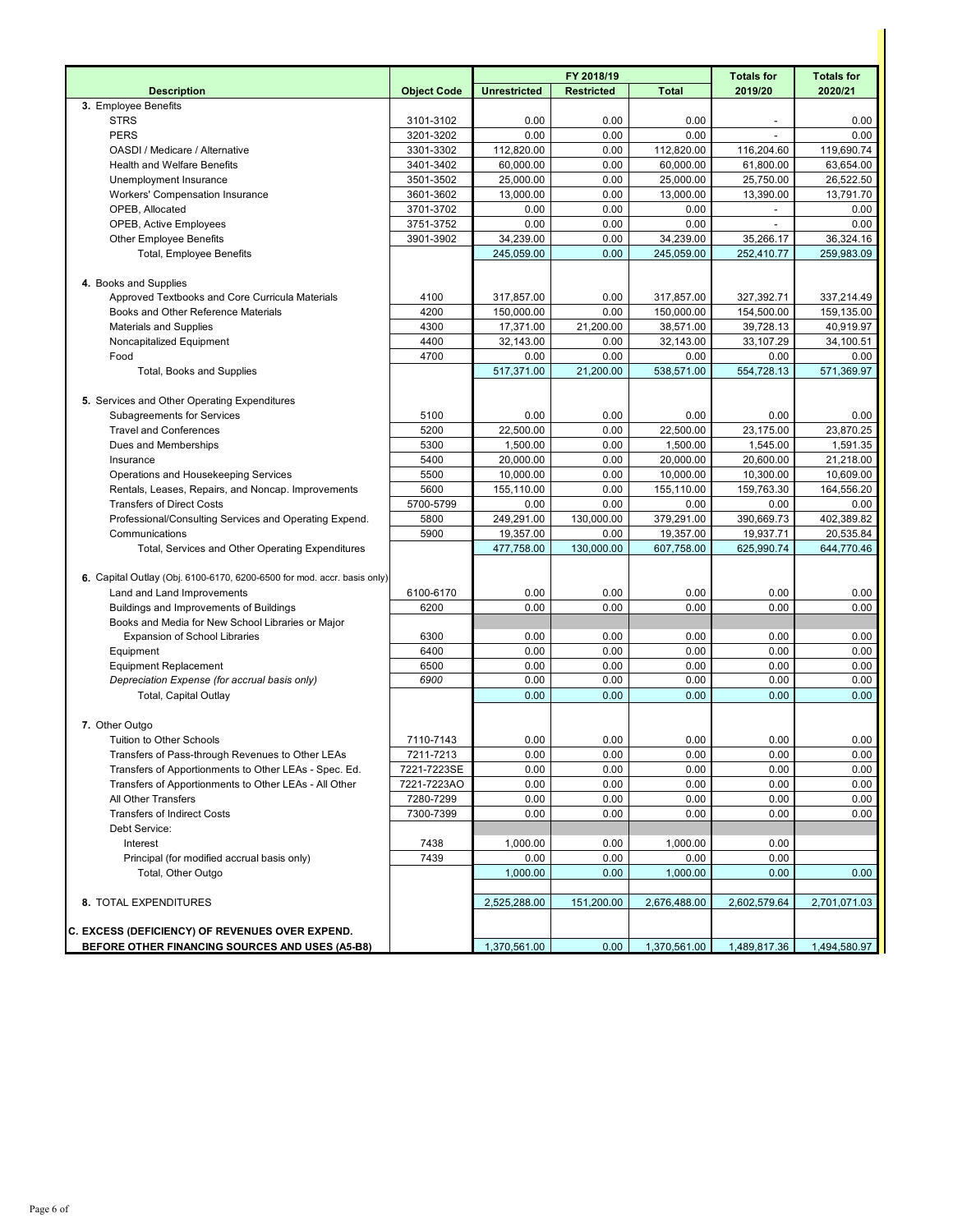| Description | Object Code | FY 2018/19 | | | Totals for | Totals for |
|---|---|---|---|---|---|---|
| | | Unrestricted | Restricted | Total | 2019/20 | 2020/21 |
| **3.** Employee Benefits | | | | | | |
| STRS | 3101-3102 | 0.00 | 0.00 | 0.00 | - | 0.00 |
| PERS | 3201-3202 | 0.00 | 0.00 | 0.00 | - | 0.00 |
| OASDI / Medicare / Alternative | 3301-3302 | 112,820.00 | 0.00 | 112,820.00 | 116,204.60 | 119,690.74 |
| Health and Welfare Benefits | 3401-3402 | 60,000.00 | 0.00 | 60,000.00 | 61,800.00 | 63,654.00 |
| Unemployment Insurance | 3501-3502 | 25,000.00 | 0.00 | 25,000.00 | 25,750.00 | 26,522.50 |
| Workers' Compensation Insurance | 3601-3602 | 13,000.00 | 0.00 | 13,000.00 | 13,390.00 | 13,791.70 |
| OPEB, Allocated | 3701-3702 | 0.00 | 0.00 | 0.00 | - | 0.00 |
| OPEB, Active Employees | 3751-3752 | 0.00 | 0.00 | 0.00 | - | 0.00 |
| Other Employee Benefits | 3901-3902 | 34,239.00 | 0.00 | 34,239.00 | 35,266.17 | 36,324.16 |
| Total, Employee Benefits | | 245,059.00 | 0.00 | 245,059.00 | 252,410.77 | 259,983.09 |
| **4.** Books and Supplies | | | | | | |
| Approved Textbooks and Core Curricula Materials | 4100 | 317,857.00 | 0.00 | 317,857.00 | 327,392.71 | 337,214.49 |
| Books and Other Reference Materials | 4200 | 150,000.00 | 0.00 | 150,000.00 | 154,500.00 | 159,135.00 |
| Materials and Supplies | 4300 | 17,371.00 | 21,200.00 | 38,571.00 | 39,728.13 | 40,919.97 |
| Noncapitalized Equipment | 4400 | 32,143.00 | 0.00 | 32,143.00 | 33,107.29 | 34,100.51 |
| Food | 4700 | 0.00 | 0.00 | 0.00 | 0.00 | 0.00 |
| Total, Books and Supplies | | 517,371.00 | 21,200.00 | 538,571.00 | 554,728.13 | 571,369.97 |
| **5.** Services and Other Operating Expenditures | | | | | | |
| Subagreements for Services | 5100 | 0.00 | 0.00 | 0.00 | 0.00 | 0.00 |
| Travel and Conferences | 5200 | 22,500.00 | 0.00 | 22,500.00 | 23,175.00 | 23,870.25 |
| Dues and Memberships | 5300 | 1,500.00 | 0.00 | 1,500.00 | 1,545.00 | 1,591.35 |
| Insurance | 5400 | 20,000.00 | 0.00 | 20,000.00 | 20,600.00 | 21,218.00 |
| Operations and Housekeeping Services | 5500 | 10,000.00 | 0.00 | 10,000.00 | 10,300.00 | 10,609.00 |
| Rentals, Leases, Repairs, and Noncap. Improvements | 5600 | 155,110.00 | 0.00 | 155,110.00 | 159,763.30 | 164,556.20 |
| Transfers of Direct Costs | 5700-5799 | 0.00 | 0.00 | 0.00 | 0.00 | 0.00 |
| Professional/Consulting Services and Operating Expend. | 5800 | 249,291.00 | 130,000.00 | 379,291.00 | 390,669.73 | 402,389.82 |
| Communications | 5900 | 19,357.00 | 0.00 | 19,357.00 | 19,937.71 | 20,535.84 |
| Total, Services and Other Operating Expenditures | | 477,758.00 | 130,000.00 | 607,758.00 | 625,990.74 | 644,770.46 |
| **6.** Capital Outlay (Obj. 6100-6170, 6200-6500 for mod. accr. basis only) | | | | | | |
| Land and Land Improvements | 6100-6170 | 0.00 | 0.00 | 0.00 | 0.00 | 0.00 |
| Buildings and Improvements of Buildings | 6200 | 0.00 | 0.00 | 0.00 | 0.00 | 0.00 |
| Books and Media for New School Libraries or Major Expansion of School Libraries | 6300 | 0.00 | 0.00 | 0.00 | 0.00 | 0.00 |
| Equipment | 6400 | 0.00 | 0.00 | 0.00 | 0.00 | 0.00 |
| Equipment Replacement | 6500 | 0.00 | 0.00 | 0.00 | 0.00 | 0.00 |
| *Depreciation Expense (for accrual basis only)* | *6900* | 0.00 | 0.00 | 0.00 | 0.00 | 0.00 |
| Total, Capital Outlay | | 0.00 | 0.00 | 0.00 | 0.00 | 0.00 |
| **7.** Other Outgo | | | | | | |
| Tuition to Other Schools | 7110-7143 | 0.00 | 0.00 | 0.00 | 0.00 | 0.00 |
| Transfers of Pass-through Revenues to Other LEAs | 7211-7213 | 0.00 | 0.00 | 0.00 | 0.00 | 0.00 |
| Transfers of Apportionments to Other LEAs - Spec. Ed. | 7221-7223SE | 0.00 | 0.00 | 0.00 | 0.00 | 0.00 |
| Transfers of Apportionments to Other LEAs - All Other | 7221-7223AO | 0.00 | 0.00 | 0.00 | 0.00 | 0.00 |
| All Other Transfers | 7280-7299 | 0.00 | 0.00 | 0.00 | 0.00 | 0.00 |
| Transfers of Indirect Costs | 7300-7399 | 0.00 | 0.00 | 0.00 | 0.00 | 0.00 |
| Debt Service: | | | | | | |
| Interest | 7438 | 1,000.00 | 0.00 | 1,000.00 | 0.00 | |
| Principal (for modified accrual basis only) | 7439 | 0.00 | 0.00 | 0.00 | 0.00 | |
| Total, Other Outgo | | 1,000.00 | 0.00 | 1,000.00 | 0.00 | 0.00 |
| **8.** TOTAL EXPENDITURES | | 2,525,288.00 | 151,200.00 | 2,676,488.00 | 2,602,579.64 | 2,701,071.03 |
| **C. EXCESS (DEFICIENCY) OF REVENUES OVER EXPEND. BEFORE OTHER FINANCING SOURCES AND USES (A5-B8)** | | 1,370,561.00 | 0.00 | 1,370,561.00 | 1,489,817.36 | 1,494,580.97 |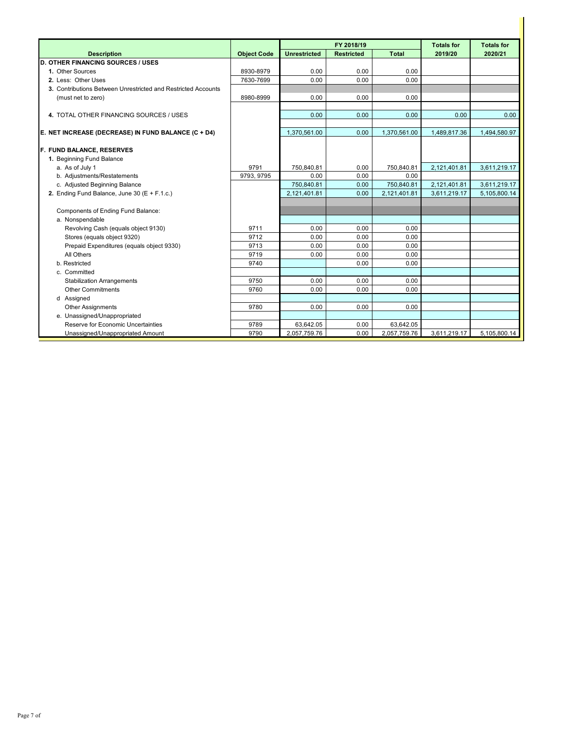| Description | Object Code | FY 2018/19 Unrestricted | FY 2018/19 Restricted | FY 2018/19 Total | Totals for 2019/20 | Totals for 2020/21 |
|---|---|---|---|---|---|---|
| **D. OTHER FINANCING SOURCES / USES** | | | | | | |
| **1.** Other Sources | 8930-8979 | 0.00 | 0.00 | 0.00 | | |
| **2.** Less: Other Uses | 7630-7699 | 0.00 | 0.00 | 0.00 | | |
| **3.** Contributions Between Unrestricted and Restricted Accounts | | | | | | |
| (must net to zero) | 8980-8999 | 0.00 | 0.00 | 0.00 | | |
| **4.** TOTAL OTHER FINANCING SOURCES / USES | | 0.00 | 0.00 | 0.00 | 0.00 | 0.00 |
| **E. NET INCREASE (DECREASE) IN FUND BALANCE (C + D4)** | | 1,370,561.00 | 0.00 | 1,370,561.00 | 1,489,817.36 | 1,494,580.97 |
| **F. FUND BALANCE, RESERVES** | | | | | | |
| **1.** Beginning Fund Balance | | | | | | |
| a. As of July 1 | 9791 | 750,840.81 | 0.00 | 750,840.81 | 2,121,401.81 | 3,611,219.17 |
| b. Adjustments/Restatements | 9793, 9795 | 0.00 | 0.00 | 0.00 | | |
| c. Adjusted Beginning Balance | | 750,840.81 | 0.00 | 750,840.81 | 2,121,401.81 | 3,611,219.17 |
| **2.** Ending Fund Balance, June 30 (E + F.1.c.) | | 2,121,401.81 | 0.00 | 2,121,401.81 | 3,611,219.17 | 5,105,800.14 |
| Components of Ending Fund Balance: | | | | | | |
| a. Nonspendable | | | | | | |
| Revolving Cash (equals object 9130) | 9711 | 0.00 | 0.00 | 0.00 | | |
| Stores (equals object 9320) | 9712 | 0.00 | 0.00 | 0.00 | | |
| Prepaid Expenditures (equals object 9330) | 9713 | 0.00 | 0.00 | 0.00 | | |
| All Others | 9719 | 0.00 | 0.00 | 0.00 | | |
| b. Restricted | 9740 | | 0.00 | 0.00 | | |
| c. Committed | | | | | | |
| Stabilization Arrangements | 9750 | 0.00 | 0.00 | 0.00 | | |
| Other Commitments | 9760 | 0.00 | 0.00 | 0.00 | | |
| d Assigned | | | | | | |
| Other Assignments | 9780 | 0.00 | 0.00 | 0.00 | | |
| e. Unassigned/Unappropriated | | | | | | |
| Reserve for Economic Uncertainties | 9789 | 63,642.05 | 0.00 | 63,642.05 | | |
| Unassigned/Unappropriated Amount | 9790 | 2,057,759.76 | 0.00 | 2,057,759.76 | 3,611,219.17 | 5,105,800.14 |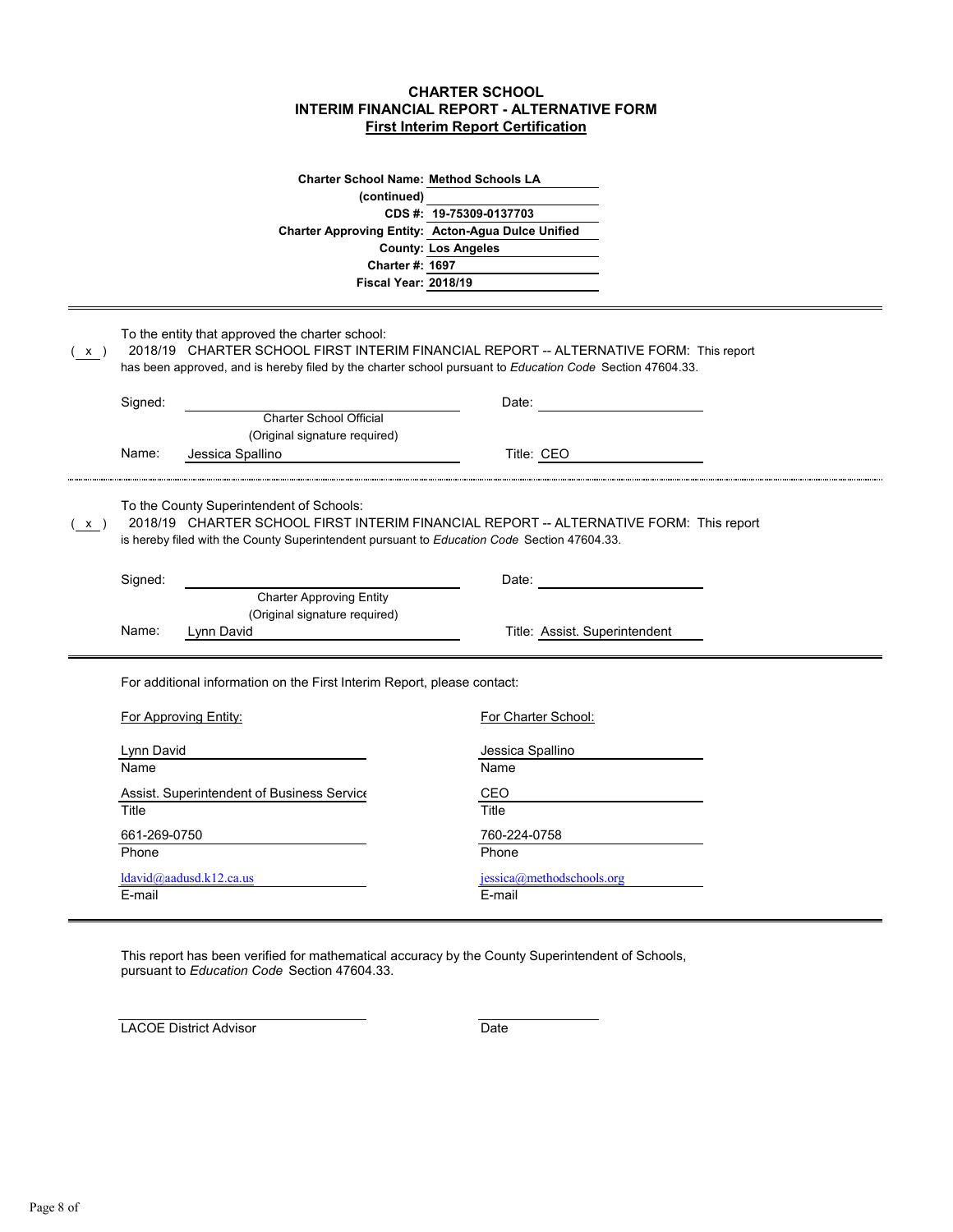# CHARTER SCHOOL
## INTERIM FINANCIAL REPORT - ALTERNATIVE FORM
### First Interim Report Certification

**Charter School Name:** Method Schools LA
**(continued)**
**CDS #:** 19-75309-0137703
**Charter Approving Entity:** Acton-Agua Dulce Unified
**County:** Los Angeles
**Charter #:** 1697
**Fiscal Year:** 2018/19

---

To the entity that approved the charter school:

( x ) 2018/19 CHARTER SCHOOL FIRST INTERIM FINANCIAL REPORT -- ALTERNATIVE FORM: This report has been approved, and is hereby filed by the charter school pursuant to *Education Code* Section 47604.33.

Signed: ______________________________ Date: ____________________
Charter School Official
(Original signature required)

Name: Jessica Spallino Title: CEO

---

To the County Superintendent of Schools:

( x ) 2018/19 CHARTER SCHOOL FIRST INTERIM FINANCIAL REPORT -- ALTERNATIVE FORM: This report is hereby filed with the County Superintendent pursuant to *Education Code* Section 47604.33.

Signed: ______________________________ Date: ____________________
Charter Approving Entity
(Original signature required)

Name: Lynn David Title: Assist. Superintendent

---

For additional information on the First Interim Report, please contact:

| For Approving Entity: | For Charter School: |
|---|---|
| Lynn David | Jessica Spallino |
| Name | Name |
| Assist. Superintendent of Business Service | CEO |
| Title | Title |
| 661-269-0750 | 760-224-0758 |
| Phone | Phone |
| ldavid@aadusd.k12.ca.us | jessica@methodschools.org |
| E-mail | E-mail |

---

This report has been verified for mathematical accuracy by the County Superintendent of Schools, pursuant to *Education Code* Section 47604.33.

______________________________ ____________________
LACOE District Advisor Date